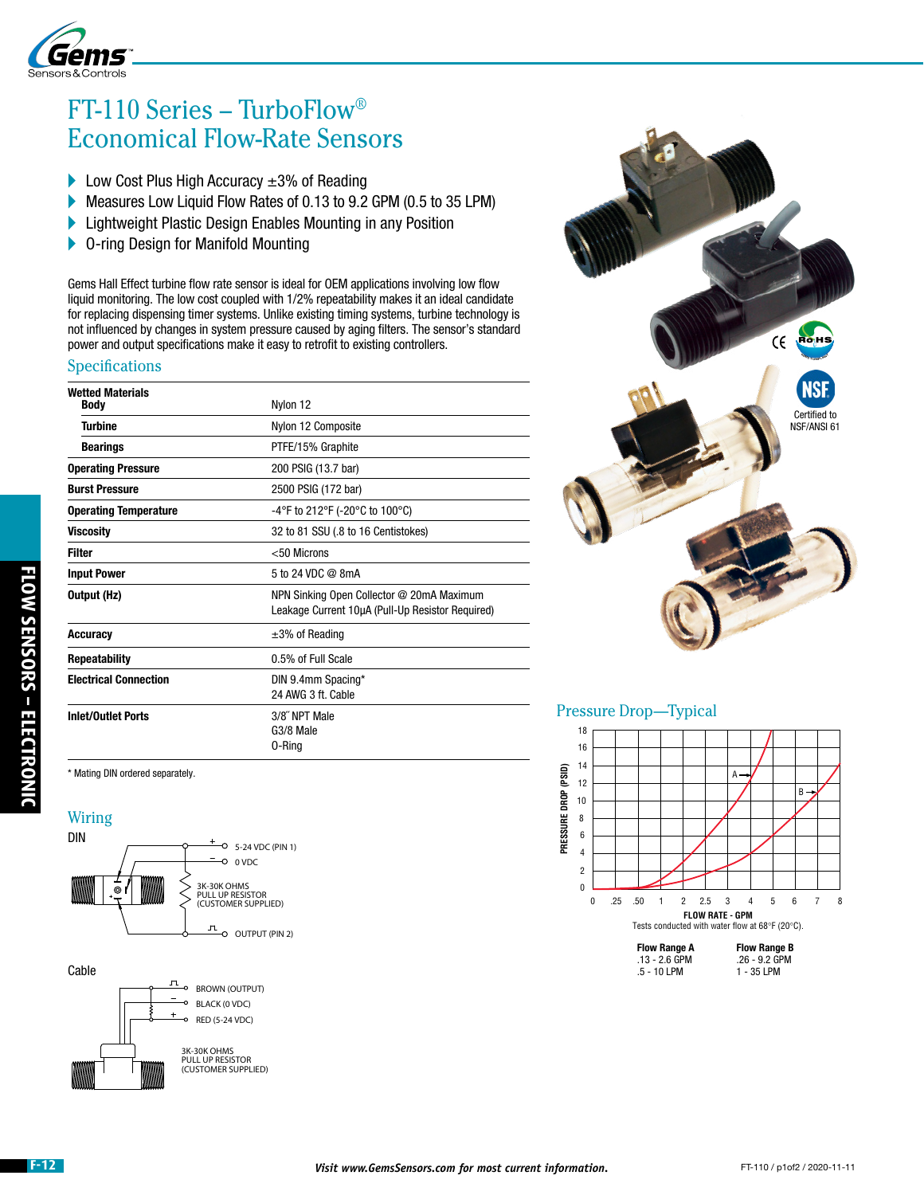# FT-110 Series – TurboFlow®
# Economical Flow-Rate Sensors

- Low Cost Plus High Accuracy ±3% of Reading
- Measures Low Liquid Flow Rates of 0.13 to 9.2 GPM (0.5 to 35 LPM)
- Lightweight Plastic Design Enables Mounting in any Position
- O-ring Design for Manifold Mounting

Gems Hall Effect turbine flow rate sensor is ideal for OEM applications involving low flow liquid monitoring. The low cost coupled with 1/2% repeatability makes it an ideal candidate for replacing dispensing timer systems. Unlike existing timing systems, turbine technology is not influenced by changes in system pressure caused by aging filters. The sensor's standard power and output specifications make it easy to retrofit to existing controllers.

## Specifications

| | |
|---|---|
| **Wetted Materials** | |
| **Body** | Nylon 12 |
| **Turbine** | Nylon 12 Composite |
| **Bearings** | PTFE/15% Graphite |
| **Operating Pressure** | 200 PSIG (13.7 bar) |
| **Burst Pressure** | 2500 PSIG (172 bar) |
| **Operating Temperature** | -4°F to 212°F (-20°C to 100°C) |
| **Viscosity** | 32 to 81 SSU (.8 to 16 Centistokes) |
| **Filter** | <50 Microns |
| **Input Power** | 5 to 24 VDC @ 8mA |
| **Output (Hz)** | NPN Sinking Open Collector @ 20mA Maximum Leakage Current 10µA (Pull-Up Resistor Required) |
| **Accuracy** | ±3% of Reading |
| **Repeatability** | 0.5% of Full Scale |
| **Electrical Connection** | DIN 9.4mm Spacing*<br>24 AWG 3 ft. Cable |
| **Inlet/Outlet Ports** | 3/8″ NPT Male<br>G3/8 Male<br>O-Ring |

\* Mating DIN ordered separately.

CE RoHS

NSF Certified to NSF/ANSI 61

## Wiring

DIN

- + 5-24 VDC (PIN 1)
- − 0 VDC
- 3K-30K OHMS PULL UP RESISTOR (CUSTOMER SUPPLIED)
- OUTPUT (PIN 2)

Cable

- BROWN (OUTPUT)
- − BLACK (0 VDC)
- + RED (5-24 VDC)
- 3K-30K OHMS PULL UP RESISTOR (CUSTOMER SUPPLIED)

## Pressure Drop—Typical

PRESSURE DROP (PSID) vs. FLOW RATE - GPM

Tests conducted with water flow at 68°F (20°C).

| Flow Range A | Flow Range B |
|---|---|
| .13 - 2.6 GPM | .26 - 9.2 GPM |
| .5 - 10 LPM | 1 - 35 LPM |

*Visit www.GemsSensors.com for most current information.*

FT-110 / p1of2 / 2020-11-11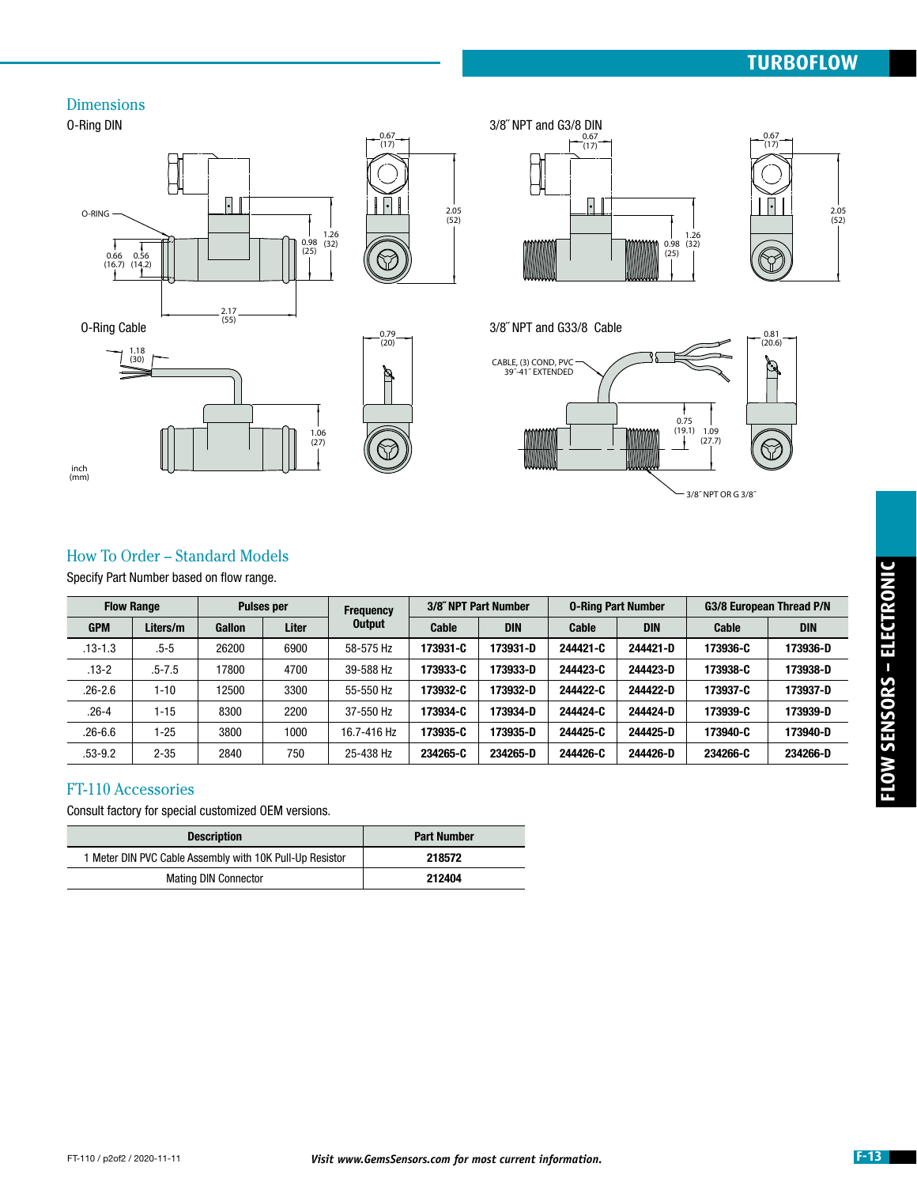## Dimensions

O-Ring DIN

O-RING

0.66 (16.7)

0.56 (14.2)

2.17 (55)

0.98 (25)

1.26 (32)

0.67 (17)

2.05 (52)

3/8˝ NPT and G3/8 DIN

0.67 (17)

0.98 (25)

1.26 (32)

0.67 (17)

2.05 (52)

O-Ring Cable

1.18 (30)

1.06 (27)

0.79 (20)

3/8˝ NPT and G33/8 Cable

CABLE, (3) COND, PVC 39˝-41˝ EXTENDED

0.75 (19.1)

1.09 (27.7)

0.81 (20.6)

3/8˝ NPT OR G 3/8˝

inch (mm)

## How To Order – Standard Models

Specify Part Number based on flow range.

| Flow Range | | Pulses per | | Frequency Output | 3/8˝ NPT Part Number | | O-Ring Part Number | | G3/8 European Thread P/N | |
|---|---|---|---|---|---|---|---|---|---|---|
| GPM | Liters/m | Gallon | Liter | | Cable | DIN | Cable | DIN | Cable | DIN |
| .13-1.3 | .5-5 | 26200 | 6900 | 58-575 Hz | **173931-C** | **173931-D** | **244421-C** | **244421-D** | **173936-C** | **173936-D** |
| .13-2 | .5-7.5 | 17800 | 4700 | 39-588 Hz | **173933-C** | **173933-D** | **244423-C** | **244423-D** | **173938-C** | **173938-D** |
| .26-2.6 | 1-10 | 12500 | 3300 | 55-550 Hz | **173932-C** | **173932-D** | **244422-C** | **244422-D** | **173937-C** | **173937-D** |
| .26-4 | 1-15 | 8300 | 2200 | 37-550 Hz | **173934-C** | **173934-D** | **244424-C** | **244424-D** | **173939-C** | **173939-D** |
| .26-6.6 | 1-25 | 3800 | 1000 | 16.7-416 Hz | **173935-C** | **173935-D** | **244425-C** | **244425-D** | **173940-C** | **173940-D** |
| .53-9.2 | 2-35 | 2840 | 750 | 25-438 Hz | **234265-C** | **234265-D** | **244426-C** | **244426-D** | **234266-C** | **234266-D** |

## FT-110 Accessories

Consult factory for special customized OEM versions.

| Description | Part Number |
|---|---|
| 1 Meter DIN PVC Cable Assembly with 10K Pull-Up Resistor | **218572** |
| Mating DIN Connector | **212404** |

FT-110 / p2of2 / 2020-11-11

*Visit www.GemsSensors.com for most current information.*